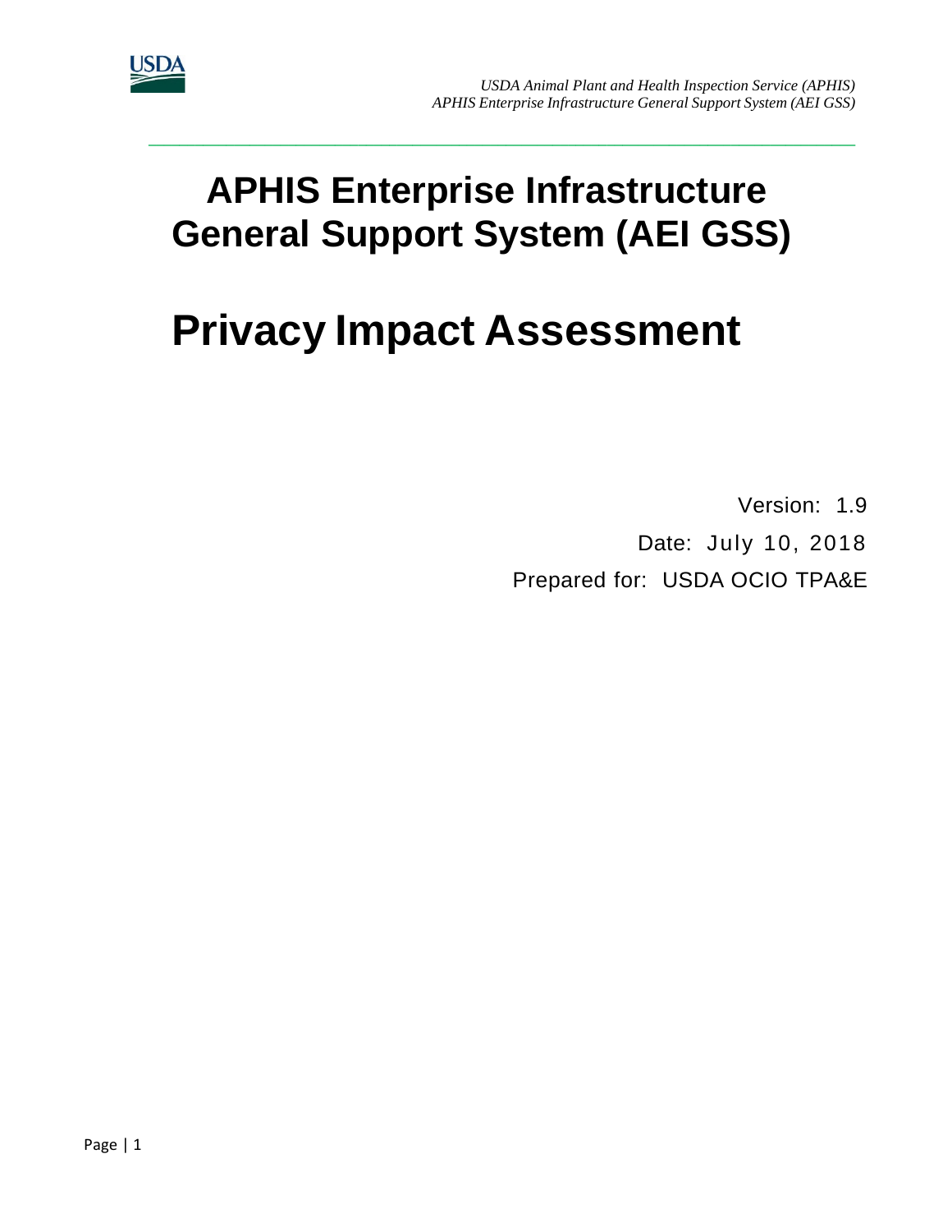# APHIS Enterprise Infrastructure General Support System (AEI GSS)

# Privacy Impact Assessment

Version: 1.9

Date: July 10, 2018

Prepared for: USDA OCIO TPA&E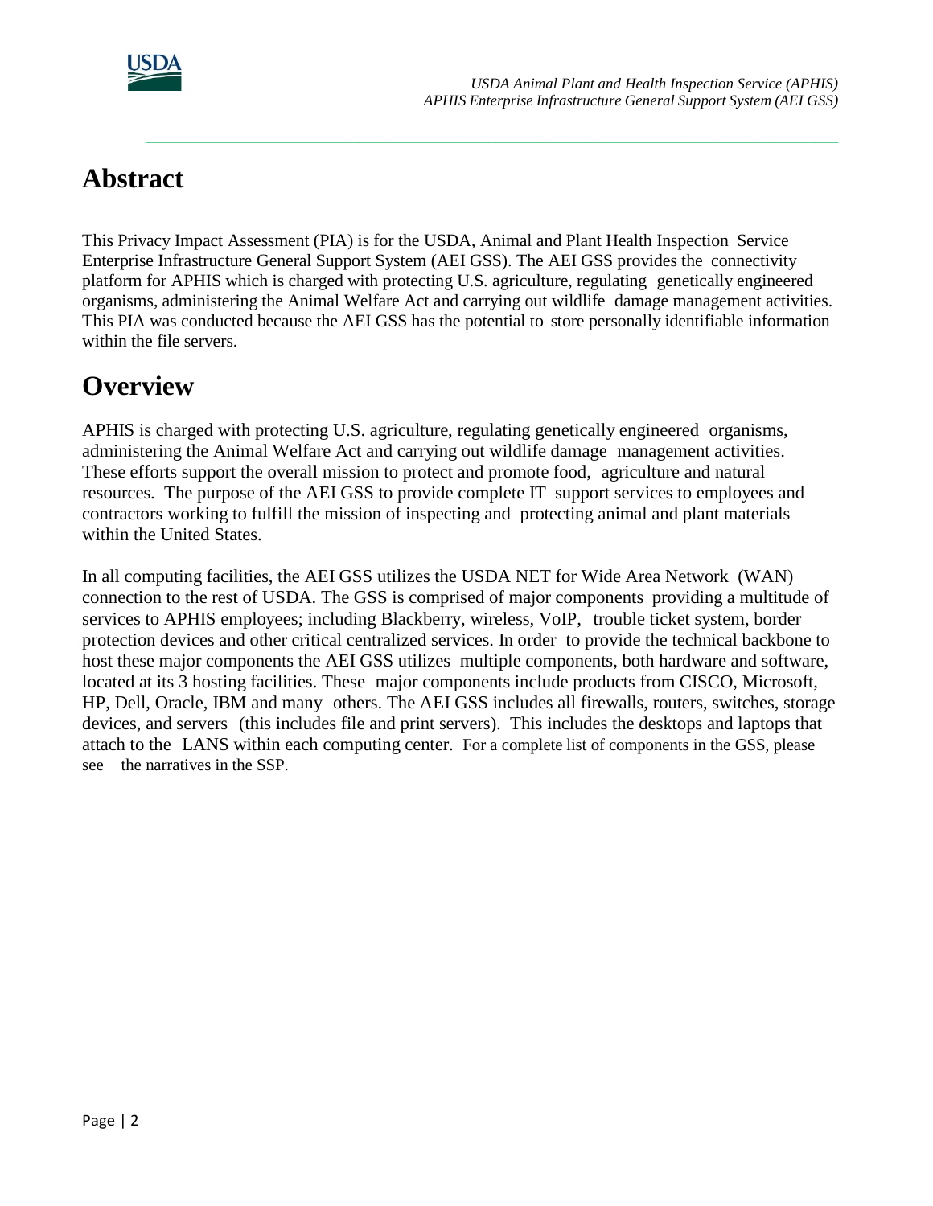# Abstract

This Privacy Impact Assessment (PIA) is for the USDA, Animal and Plant Health Inspection Service Enterprise Infrastructure General Support System (AEI GSS). The AEI GSS provides the connectivity platform for APHIS which is charged with protecting U.S. agriculture, regulating genetically engineered organisms, administering the Animal Welfare Act and carrying out wildlife damage management activities. This PIA was conducted because the AEI GSS has the potential to store personally identifiable information within the file servers.

# Overview

APHIS is charged with protecting U.S. agriculture, regulating genetically engineered organisms, administering the Animal Welfare Act and carrying out wildlife damage management activities. These efforts support the overall mission to protect and promote food, agriculture and natural resources. The purpose of the AEI GSS to provide complete IT support services to employees and contractors working to fulfill the mission of inspecting and protecting animal and plant materials within the United States.

In all computing facilities, the AEI GSS utilizes the USDA NET for Wide Area Network (WAN) connection to the rest of USDA. The GSS is comprised of major components providing a multitude of services to APHIS employees; including Blackberry, wireless, VoIP, trouble ticket system, border protection devices and other critical centralized services. In order to provide the technical backbone to host these major components the AEI GSS utilizes multiple components, both hardware and software, located at its 3 hosting facilities. These major components include products from CISCO, Microsoft, HP, Dell, Oracle, IBM and many others. The AEI GSS includes all firewalls, routers, switches, storage devices, and servers (this includes file and print servers). This includes the desktops and laptops that attach to the LANS within each computing center. For a complete list of components in the GSS, please see the narratives in the SSP.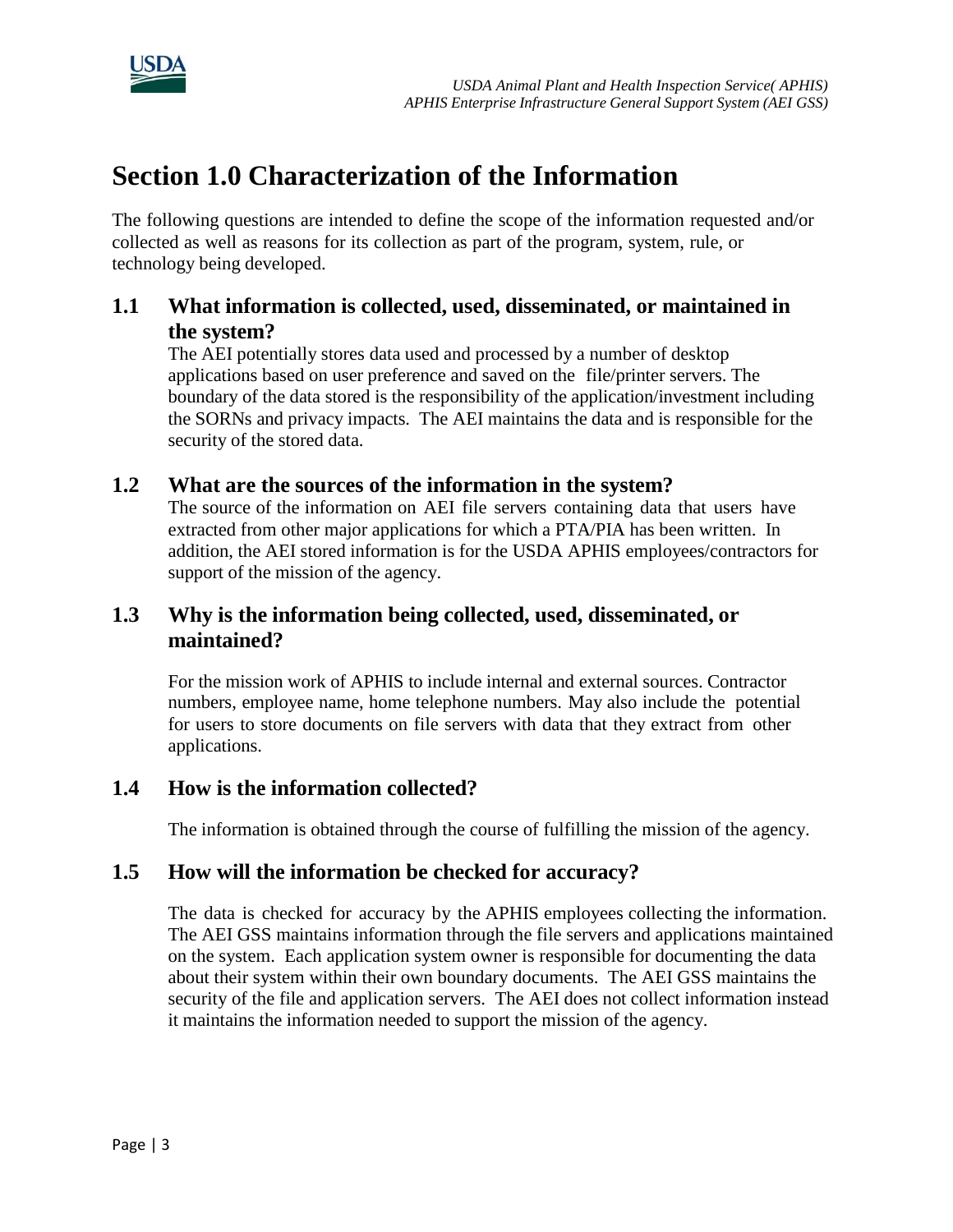# Section 1.0 Characterization of the Information

The following questions are intended to define the scope of the information requested and/or collected as well as reasons for its collection as part of the program, system, rule, or technology being developed.

## 1.1 What information is collected, used, disseminated, or maintained in the system?

The AEI potentially stores data used and processed by a number of desktop applications based on user preference and saved on the file/printer servers. The boundary of the data stored is the responsibility of the application/investment including the SORNs and privacy impacts. The AEI maintains the data and is responsible for the security of the stored data.

## 1.2 What are the sources of the information in the system?

The source of the information on AEI file servers containing data that users have extracted from other major applications for which a PTA/PIA has been written. In addition, the AEI stored information is for the USDA APHIS employees/contractors for support of the mission of the agency.

## 1.3 Why is the information being collected, used, disseminated, or maintained?

For the mission work of APHIS to include internal and external sources. Contractor numbers, employee name, home telephone numbers. May also include the potential for users to store documents on file servers with data that they extract from other applications.

## 1.4 How is the information collected?

The information is obtained through the course of fulfilling the mission of the agency.

## 1.5 How will the information be checked for accuracy?

The data is checked for accuracy by the APHIS employees collecting the information. The AEI GSS maintains information through the file servers and applications maintained on the system. Each application system owner is responsible for documenting the data about their system within their own boundary documents. The AEI GSS maintains the security of the file and application servers. The AEI does not collect information instead it maintains the information needed to support the mission of the agency.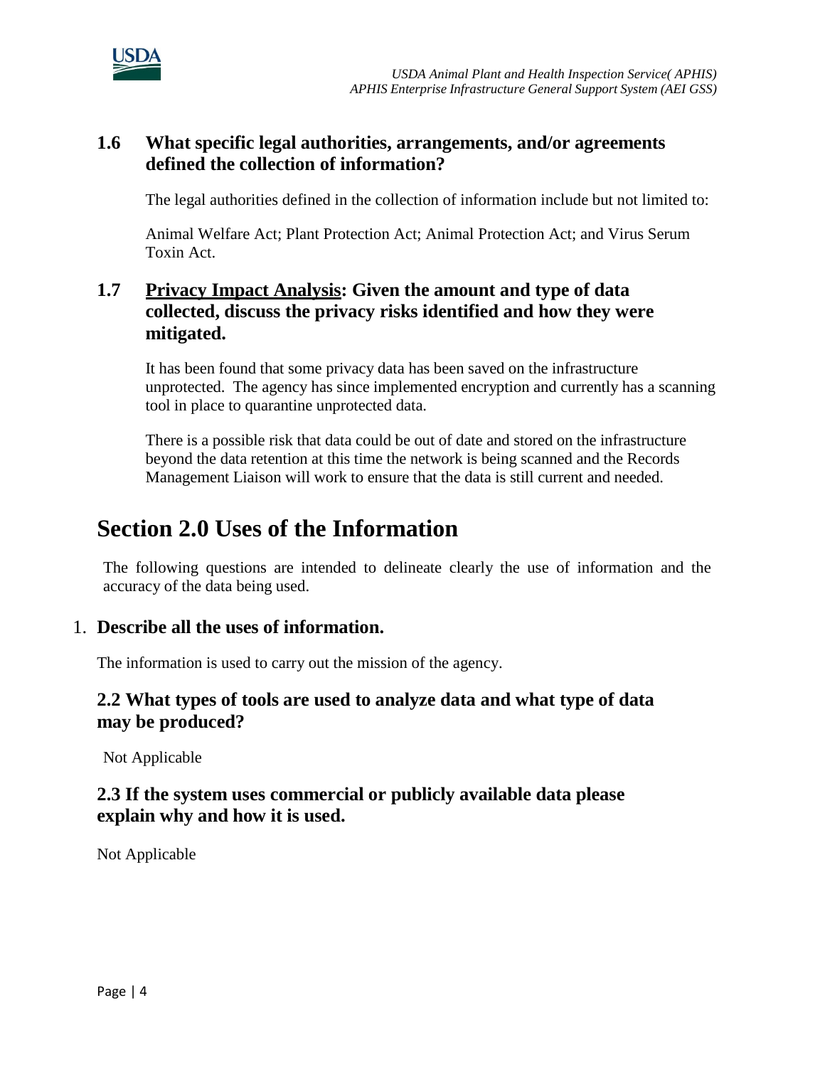### 1.6 What specific legal authorities, arrangements, and/or agreements defined the collection of information?

The legal authorities defined in the collection of information include but not limited to:

Animal Welfare Act; Plant Protection Act; Animal Protection Act; and Virus Serum Toxin Act.

### 1.7 Privacy Impact Analysis: Given the amount and type of data collected, discuss the privacy risks identified and how they were mitigated.

It has been found that some privacy data has been saved on the infrastructure unprotected. The agency has since implemented encryption and currently has a scanning tool in place to quarantine unprotected data.

There is a possible risk that data could be out of date and stored on the infrastructure beyond the data retention at this time the network is being scanned and the Records Management Liaison will work to ensure that the data is still current and needed.

# Section 2.0 Uses of the Information

The following questions are intended to delineate clearly the use of information and the accuracy of the data being used.

1. **Describe all the uses of information.**

The information is used to carry out the mission of the agency.

### 2.2 What types of tools are used to analyze data and what type of data may be produced?

Not Applicable

### 2.3 If the system uses commercial or publicly available data please explain why and how it is used.

Not Applicable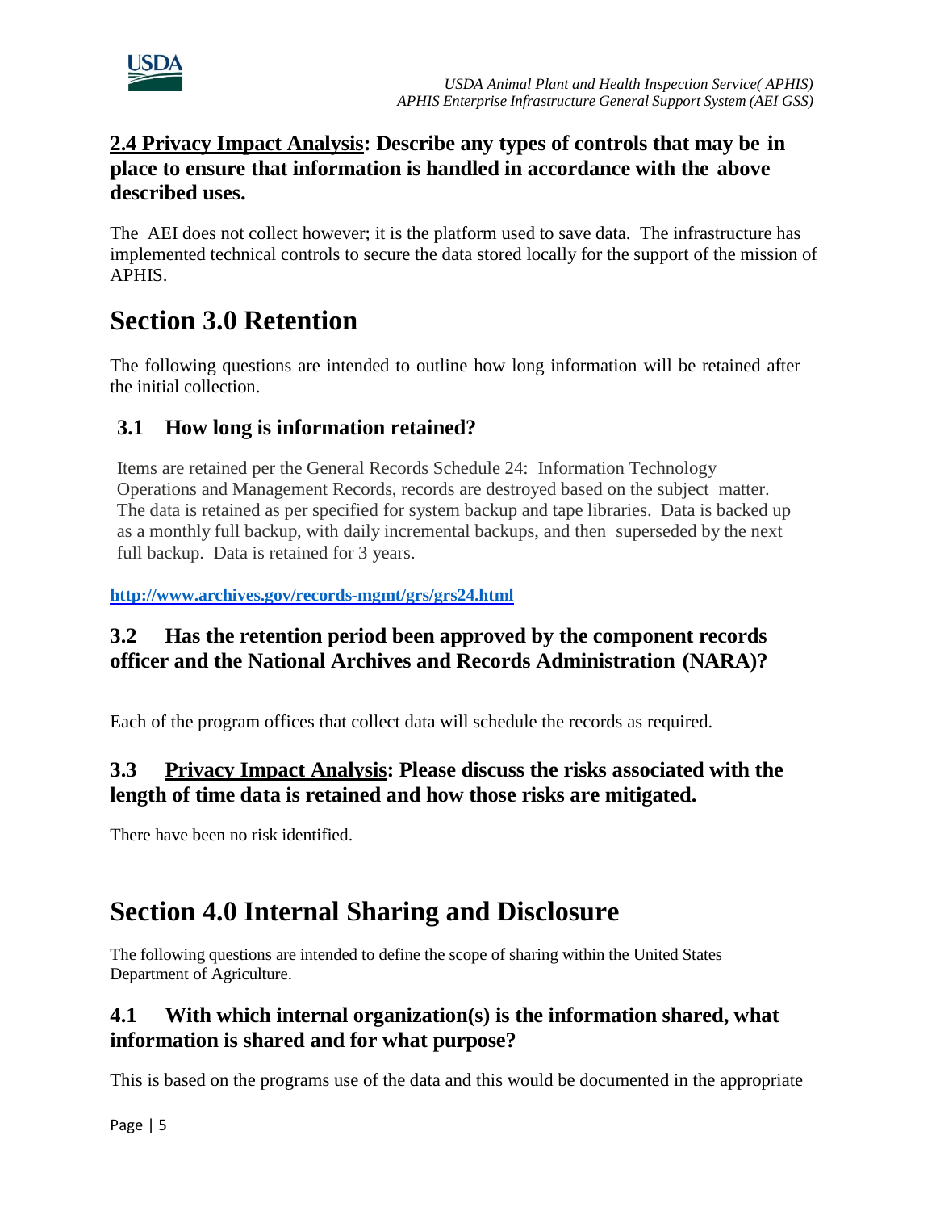**2.4 Privacy Impact Analysis: Describe any types of controls that may be in place to ensure that information is handled in accordance with the above described uses.**

The AEI does not collect however; it is the platform used to save data. The infrastructure has implemented technical controls to secure the data stored locally for the support of the mission of APHIS.

# Section 3.0 Retention

The following questions are intended to outline how long information will be retained after the initial collection.

### 3.1 How long is information retained?

Items are retained per the General Records Schedule 24: Information Technology Operations and Management Records, records are destroyed based on the subject matter. The data is retained as per specified for system backup and tape libraries. Data is backed up as a monthly full backup, with daily incremental backups, and then superseded by the next full backup. Data is retained for 3 years.

**http://www.archives.gov/records-mgmt/grs/grs24.html**

### 3.2 Has the retention period been approved by the component records officer and the National Archives and Records Administration (NARA)?

Each of the program offices that collect data will schedule the records as required.

### 3.3 Privacy Impact Analysis: Please discuss the risks associated with the length of time data is retained and how those risks are mitigated.

There have been no risk identified.

# Section 4.0 Internal Sharing and Disclosure

The following questions are intended to define the scope of sharing within the United States Department of Agriculture.

### 4.1 With which internal organization(s) is the information shared, what information is shared and for what purpose?

This is based on the programs use of the data and this would be documented in the appropriate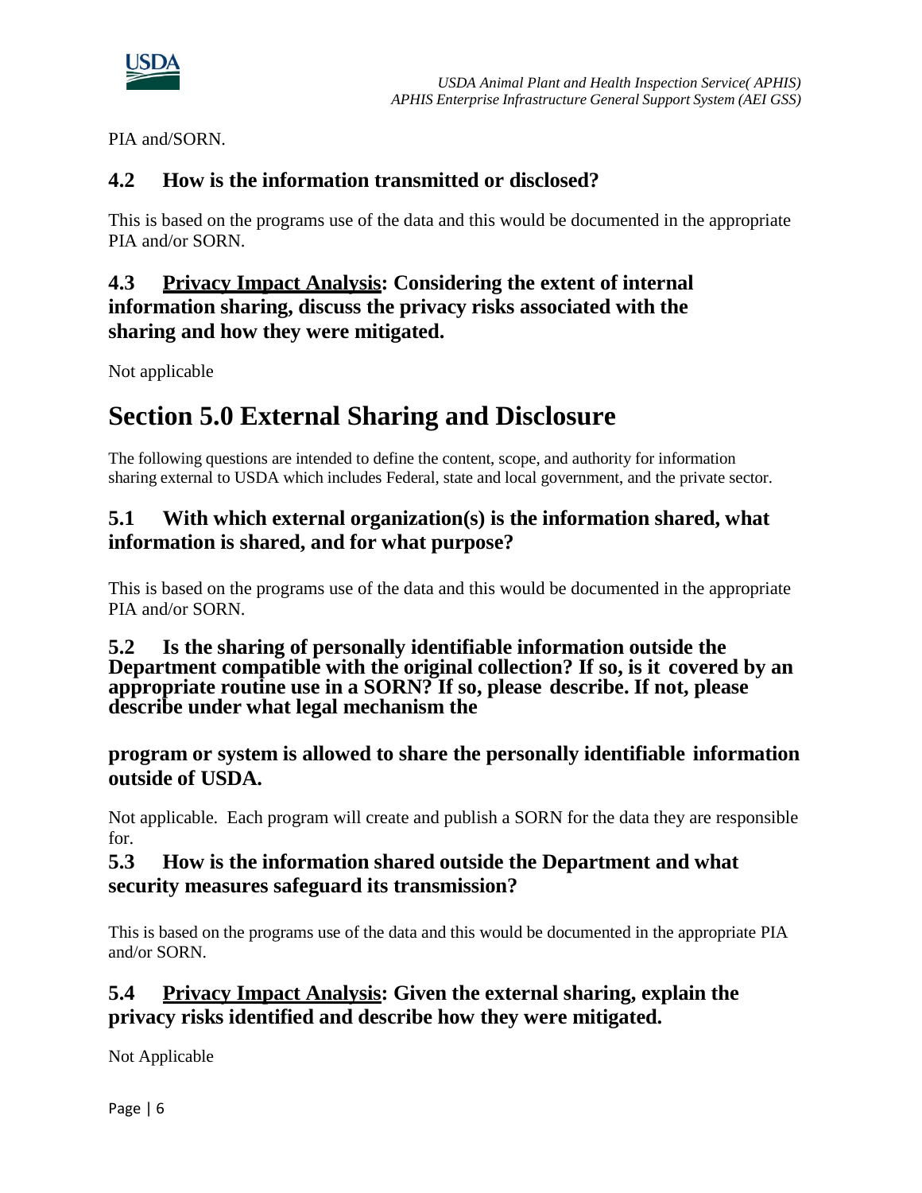PIA and/SORN.

### 4.2 How is the information transmitted or disclosed?

This is based on the programs use of the data and this would be documented in the appropriate PIA and/or SORN.

### 4.3 Privacy Impact Analysis: Considering the extent of internal information sharing, discuss the privacy risks associated with the sharing and how they were mitigated.

Not applicable

# Section 5.0 External Sharing and Disclosure

The following questions are intended to define the content, scope, and authority for information sharing external to USDA which includes Federal, state and local government, and the private sector.

### 5.1 With which external organization(s) is the information shared, what information is shared, and for what purpose?

This is based on the programs use of the data and this would be documented in the appropriate PIA and/or SORN.

### 5.2 Is the sharing of personally identifiable information outside the Department compatible with the original collection? If so, is it covered by an appropriate routine use in a SORN? If so, please describe. If not, please describe under what legal mechanism the program or system is allowed to share the personally identifiable information outside of USDA.

Not applicable. Each program will create and publish a SORN for the data they are responsible for.

### 5.3 How is the information shared outside the Department and what security measures safeguard its transmission?

This is based on the programs use of the data and this would be documented in the appropriate PIA and/or SORN.

### 5.4 Privacy Impact Analysis: Given the external sharing, explain the privacy risks identified and describe how they were mitigated.

Not Applicable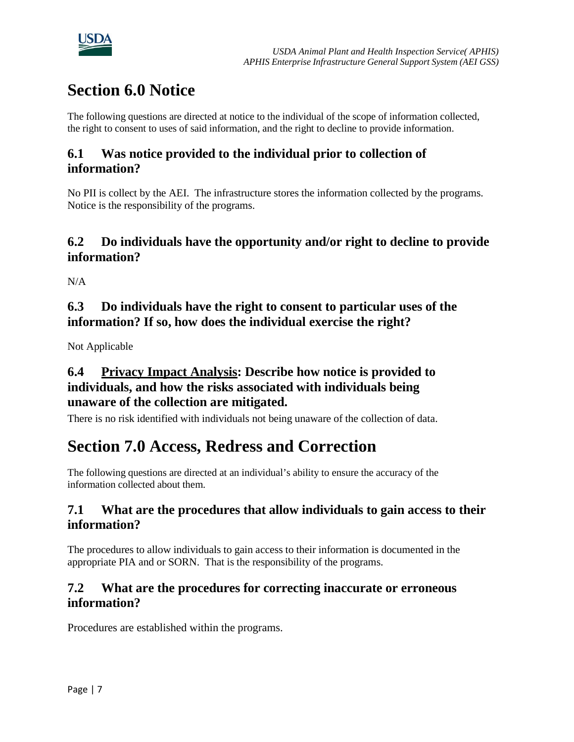# Section 6.0 Notice

The following questions are directed at notice to the individual of the scope of information collected, the right to consent to uses of said information, and the right to decline to provide information.

## 6.1 Was notice provided to the individual prior to collection of information?

No PII is collect by the AEI. The infrastructure stores the information collected by the programs. Notice is the responsibility of the programs.

## 6.2 Do individuals have the opportunity and/or right to decline to provide information?

N/A

## 6.3 Do individuals have the right to consent to particular uses of the information? If so, how does the individual exercise the right?

Not Applicable

## 6.4 Privacy Impact Analysis: Describe how notice is provided to individuals, and how the risks associated with individuals being unaware of the collection are mitigated.

There is no risk identified with individuals not being unaware of the collection of data.

# Section 7.0 Access, Redress and Correction

The following questions are directed at an individual's ability to ensure the accuracy of the information collected about them.

## 7.1 What are the procedures that allow individuals to gain access to their information?

The procedures to allow individuals to gain access to their information is documented in the appropriate PIA and or SORN. That is the responsibility of the programs.

## 7.2 What are the procedures for correcting inaccurate or erroneous information?

Procedures are established within the programs.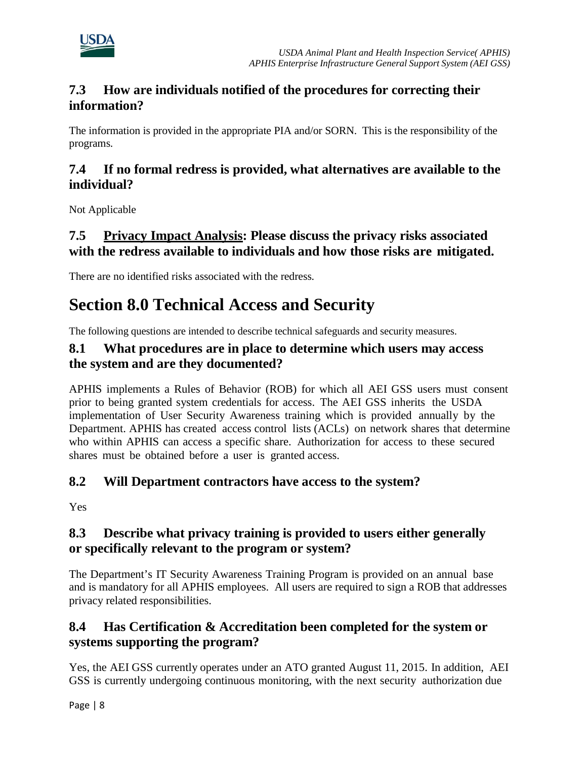### 7.3 How are individuals notified of the procedures for correcting their information?

The information is provided in the appropriate PIA and/or SORN. This is the responsibility of the programs.

### 7.4 If no formal redress is provided, what alternatives are available to the individual?

Not Applicable

### 7.5 Privacy Impact Analysis: Please discuss the privacy risks associated with the redress available to individuals and how those risks are mitigated.

There are no identified risks associated with the redress.

## Section 8.0 Technical Access and Security

The following questions are intended to describe technical safeguards and security measures.

### 8.1 What procedures are in place to determine which users may access the system and are they documented?

APHIS implements a Rules of Behavior (ROB) for which all AEI GSS users must consent prior to being granted system credentials for access. The AEI GSS inherits the USDA implementation of User Security Awareness training which is provided annually by the Department. APHIS has created access control lists (ACLs) on network shares that determine who within APHIS can access a specific share. Authorization for access to these secured shares must be obtained before a user is granted access.

### 8.2 Will Department contractors have access to the system?

Yes

### 8.3 Describe what privacy training is provided to users either generally or specifically relevant to the program or system?

The Department's IT Security Awareness Training Program is provided on an annual base and is mandatory for all APHIS employees. All users are required to sign a ROB that addresses privacy related responsibilities.

### 8.4 Has Certification & Accreditation been completed for the system or systems supporting the program?

Yes, the AEI GSS currently operates under an ATO granted August 11, 2015. In addition, AEI GSS is currently undergoing continuous monitoring, with the next security authorization due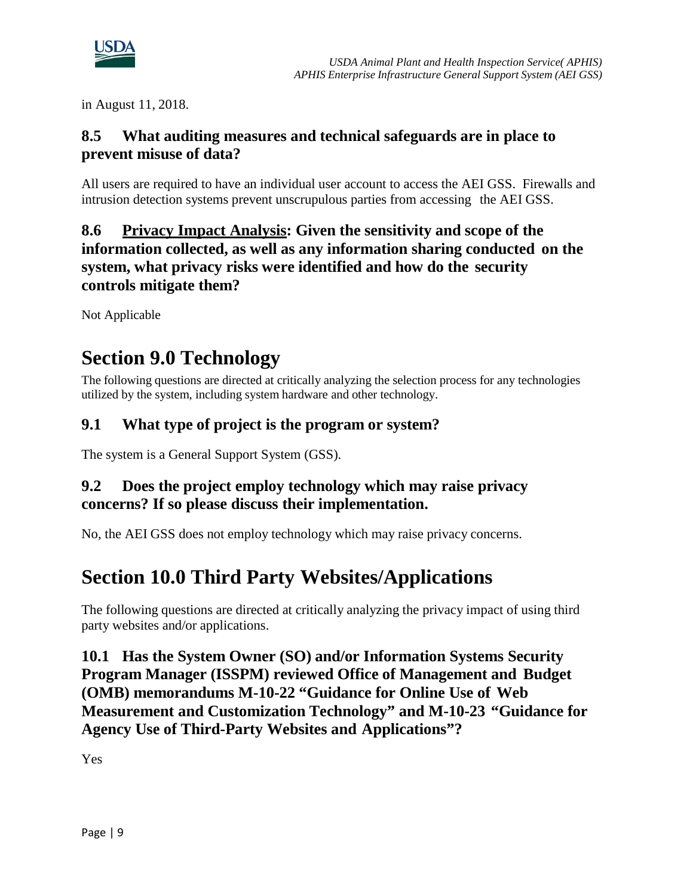in August 11, 2018.

### 8.5 What auditing measures and technical safeguards are in place to prevent misuse of data?

All users are required to have an individual user account to access the AEI GSS. Firewalls and intrusion detection systems prevent unscrupulous parties from accessing the AEI GSS.

### 8.6 Privacy Impact Analysis: Given the sensitivity and scope of the information collected, as well as any information sharing conducted on the system, what privacy risks were identified and how do the security controls mitigate them?

Not Applicable

## Section 9.0 Technology

The following questions are directed at critically analyzing the selection process for any technologies utilized by the system, including system hardware and other technology.

### 9.1 What type of project is the program or system?

The system is a General Support System (GSS).

### 9.2 Does the project employ technology which may raise privacy concerns? If so please discuss their implementation.

No, the AEI GSS does not employ technology which may raise privacy concerns.

## Section 10.0 Third Party Websites/Applications

The following questions are directed at critically analyzing the privacy impact of using third party websites and/or applications.

### 10.1 Has the System Owner (SO) and/or Information Systems Security Program Manager (ISSPM) reviewed Office of Management and Budget (OMB) memorandums M-10-22 "Guidance for Online Use of Web Measurement and Customization Technology" and M-10-23 "Guidance for Agency Use of Third-Party Websites and Applications"?

Yes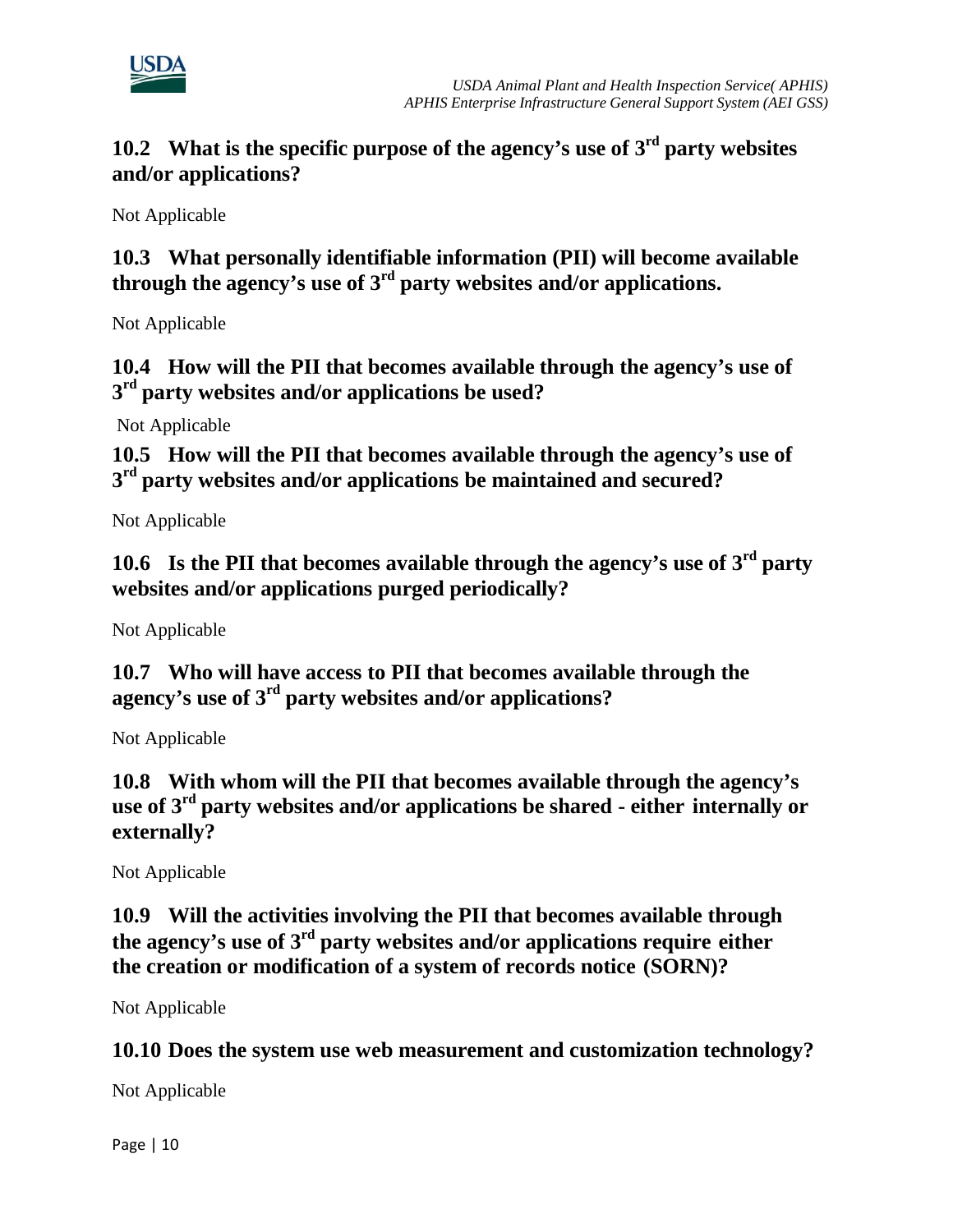## 10.2 What is the specific purpose of the agency's use of 3rd party websites and/or applications?

Not Applicable

## 10.3 What personally identifiable information (PII) will become available through the agency's use of 3rd party websites and/or applications.

Not Applicable

## 10.4 How will the PII that becomes available through the agency's use of 3rd party websites and/or applications be used?

Not Applicable

## 10.5 How will the PII that becomes available through the agency's use of 3rd party websites and/or applications be maintained and secured?

Not Applicable

## 10.6 Is the PII that becomes available through the agency's use of 3rd party websites and/or applications purged periodically?

Not Applicable

## 10.7 Who will have access to PII that becomes available through the agency's use of 3rd party websites and/or applications?

Not Applicable

## 10.8 With whom will the PII that becomes available through the agency's use of 3rd party websites and/or applications be shared - either internally or externally?

Not Applicable

## 10.9 Will the activities involving the PII that becomes available through the agency's use of 3rd party websites and/or applications require either the creation or modification of a system of records notice (SORN)?

Not Applicable

## 10.10 Does the system use web measurement and customization technology?

Not Applicable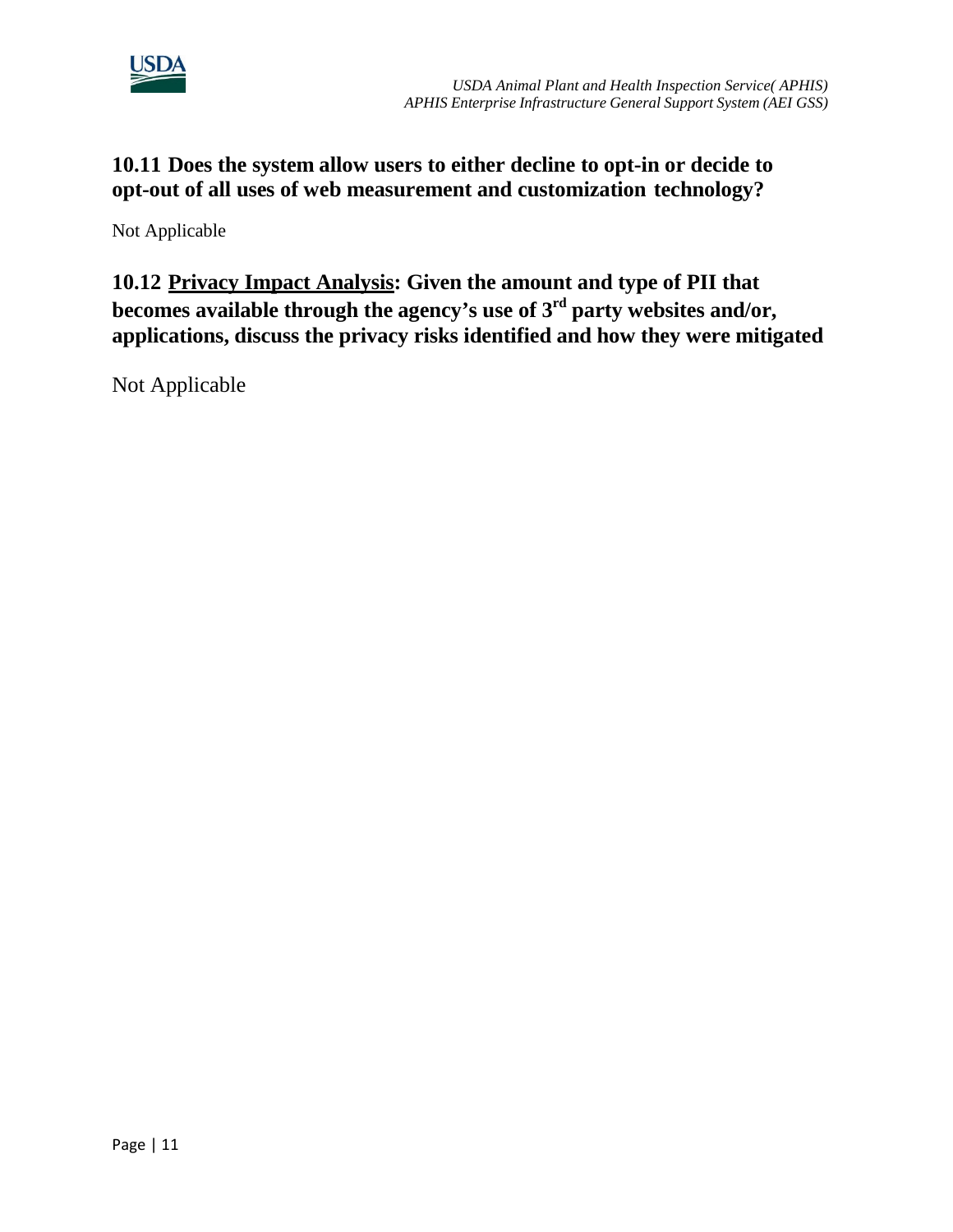### 10.11 Does the system allow users to either decline to opt-in or decide to opt-out of all uses of web measurement and customization technology?

Not Applicable

### 10.12 <u>Privacy Impact Analysis</u>: Given the amount and type of PII that becomes available through the agency's use of 3rd party websites and/or, applications, discuss the privacy risks identified and how they were mitigated

Not Applicable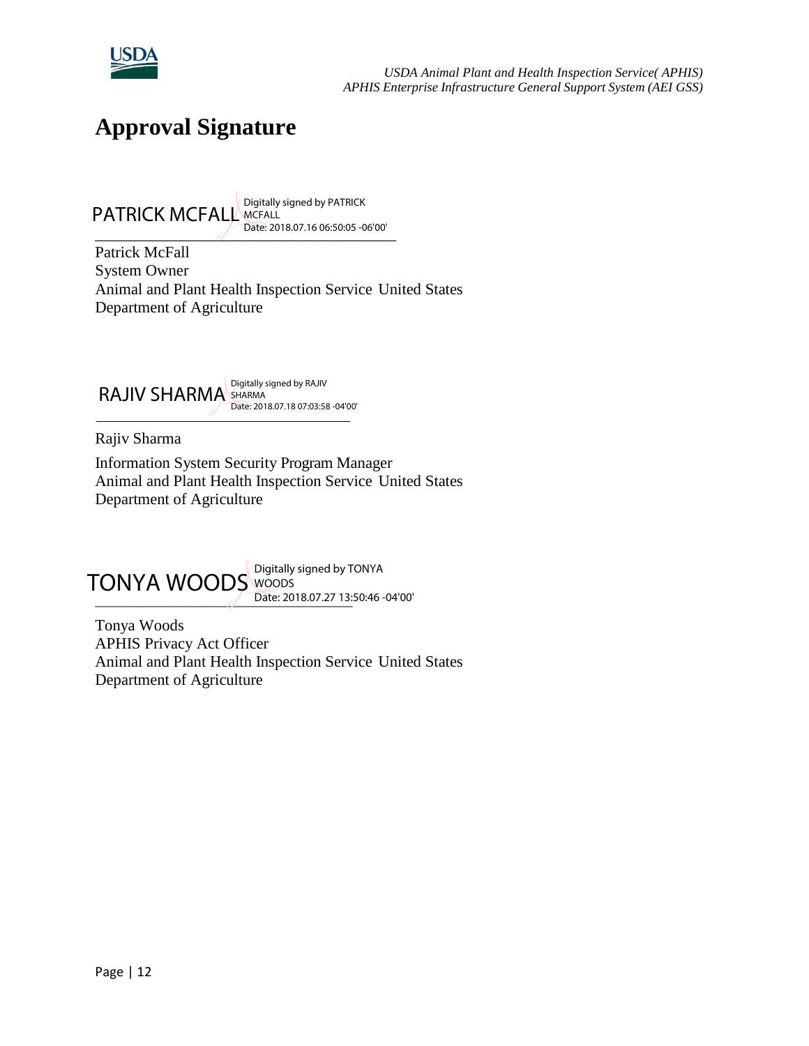# Approval Signature

PATRICK MCFALL Digitally signed by PATRICK MCFALL Date: 2018.07.16 06:50:05 -06'00'

Patrick McFall
System Owner
Animal and Plant Health Inspection Service United States Department of Agriculture

RAJIV SHARMA Digitally signed by RAJIV SHARMA Date: 2018.07.18 07:03:58 -04'00'

Rajiv Sharma

Information System Security Program Manager
Animal and Plant Health Inspection Service United States Department of Agriculture

TONYA WOODS Digitally signed by TONYA WOODS Date: 2018.07.27 13:50:46 -04'00'

Tonya Woods
APHIS Privacy Act Officer
Animal and Plant Health Inspection Service United States Department of Agriculture